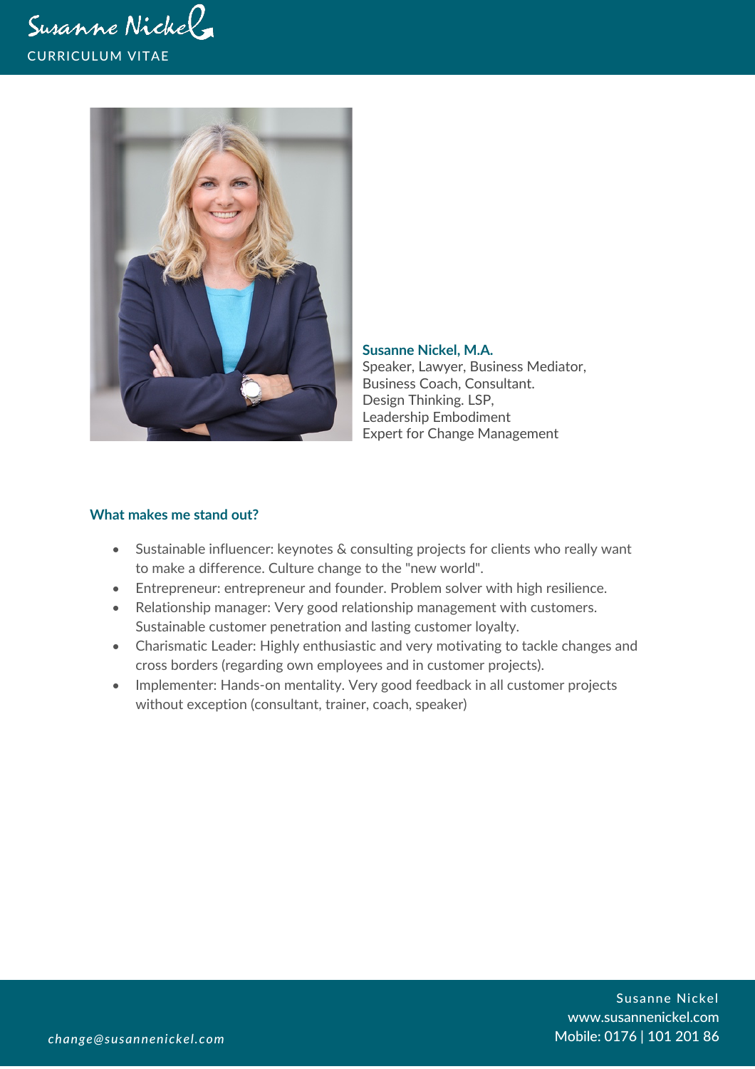# Susanne Nickel

CURRICULUM VITAE

**Susanne Nickel, M.A.**
Speaker, Lawyer, Business Mediator,
Business Coach, Consultant.
Design Thinking. LSP,
Leadership Embodiment
Expert for Change Management

## What makes me stand out?

- Sustainable influencer: keynotes & consulting projects for clients who really want to make a difference. Culture change to the "new world".
- Entrepreneur: entrepreneur and founder. Problem solver with high resilience.
- Relationship manager: Very good relationship management with customers. Sustainable customer penetration and lasting customer loyalty.
- Charismatic Leader: Highly enthusiastic and very motivating to tackle changes and cross borders (regarding own employees and in customer projects).
- Implementer: Hands-on mentality. Very good feedback in all customer projects without exception (consultant, trainer, coach, speaker)

*change@susannenickel.com*

Susanne Nickel
www.susannenickel.com
Mobile: 0176 | 101 201 86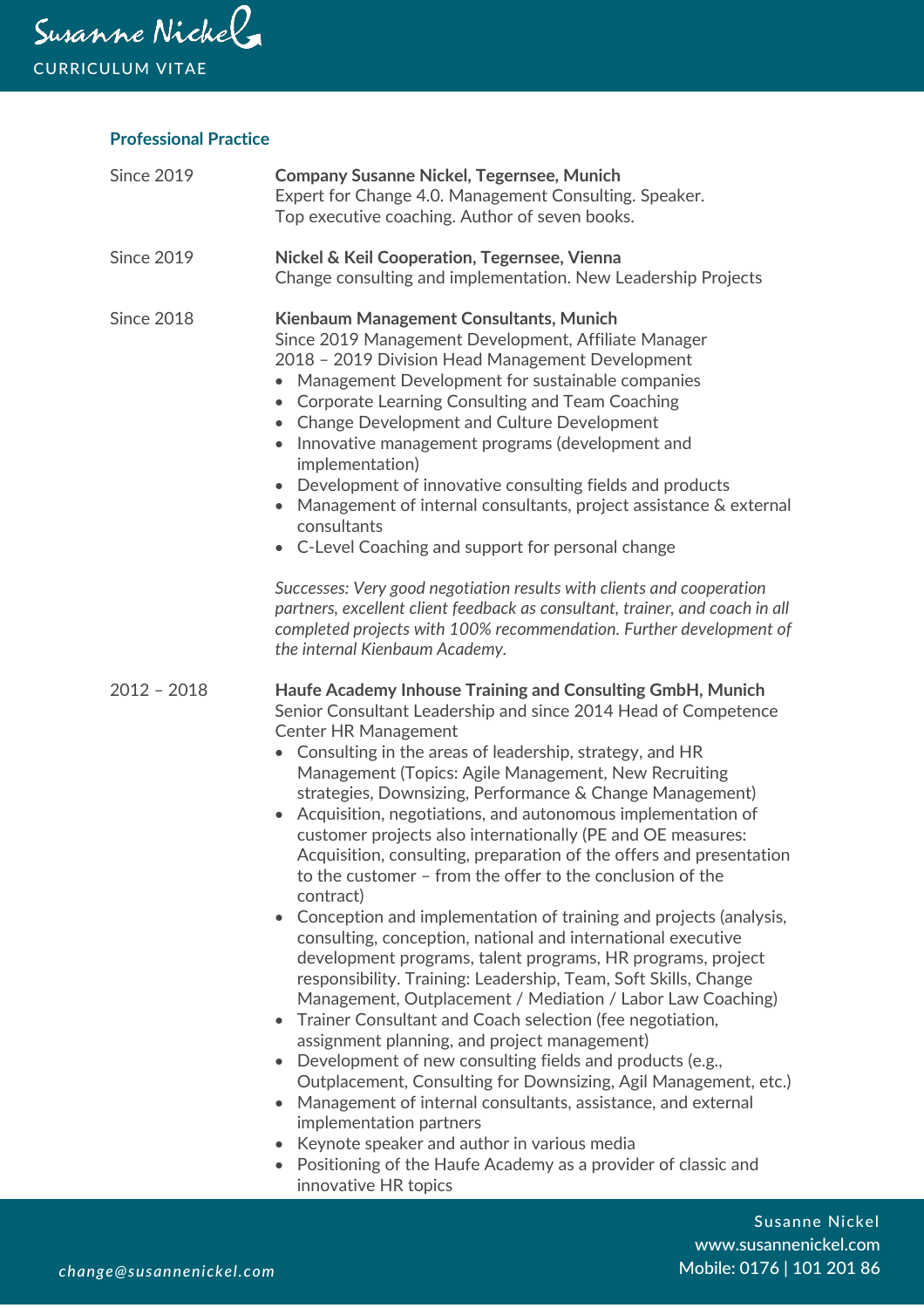## Professional Practice

**Since 2019** — **Company Susanne Nickel, Tegernsee, Munich**
Expert for Change 4.0. Management Consulting. Speaker.
Top executive coaching. Author of seven books.

**Since 2019** — **Nickel & Keil Cooperation, Tegernsee, Vienna**
Change consulting and implementation. New Leadership Projects

**Since 2018** — **Kienbaum Management Consultants, Munich**
Since 2019 Management Development, Affiliate Manager
2018 – 2019 Division Head Management Development

- Management Development for sustainable companies
- Corporate Learning Consulting and Team Coaching
- Change Development and Culture Development
- Innovative management programs (development and implementation)
- Development of innovative consulting fields and products
- Management of internal consultants, project assistance & external consultants
- C-Level Coaching and support for personal change

*Successes: Very good negotiation results with clients and cooperation partners, excellent client feedback as consultant, trainer, and coach in all completed projects with 100% recommendation. Further development of the internal Kienbaum Academy.*

**2012 – 2018** — **Haufe Academy Inhouse Training and Consulting GmbH, Munich**
Senior Consultant Leadership and since 2014 Head of Competence Center HR Management

- Consulting in the areas of leadership, strategy, and HR Management (Topics: Agile Management, New Recruiting strategies, Downsizing, Performance & Change Management)
- Acquisition, negotiations, and autonomous implementation of customer projects also internationally (PE and OE measures: Acquisition, consulting, preparation of the offers and presentation to the customer – from the offer to the conclusion of the contract)
- Conception and implementation of training and projects (analysis, consulting, conception, national and international executive development programs, talent programs, HR programs, project responsibility. Training: Leadership, Team, Soft Skills, Change Management, Outplacement / Mediation / Labor Law Coaching)
- Trainer Consultant and Coach selection (fee negotiation, assignment planning, and project management)
- Development of new consulting fields and products (e.g., Outplacement, Consulting for Downsizing, Agil Management, etc.)
- Management of internal consultants, assistance, and external implementation partners
- Keynote speaker and author in various media
- Positioning of the Haufe Academy as a provider of classic and innovative HR topics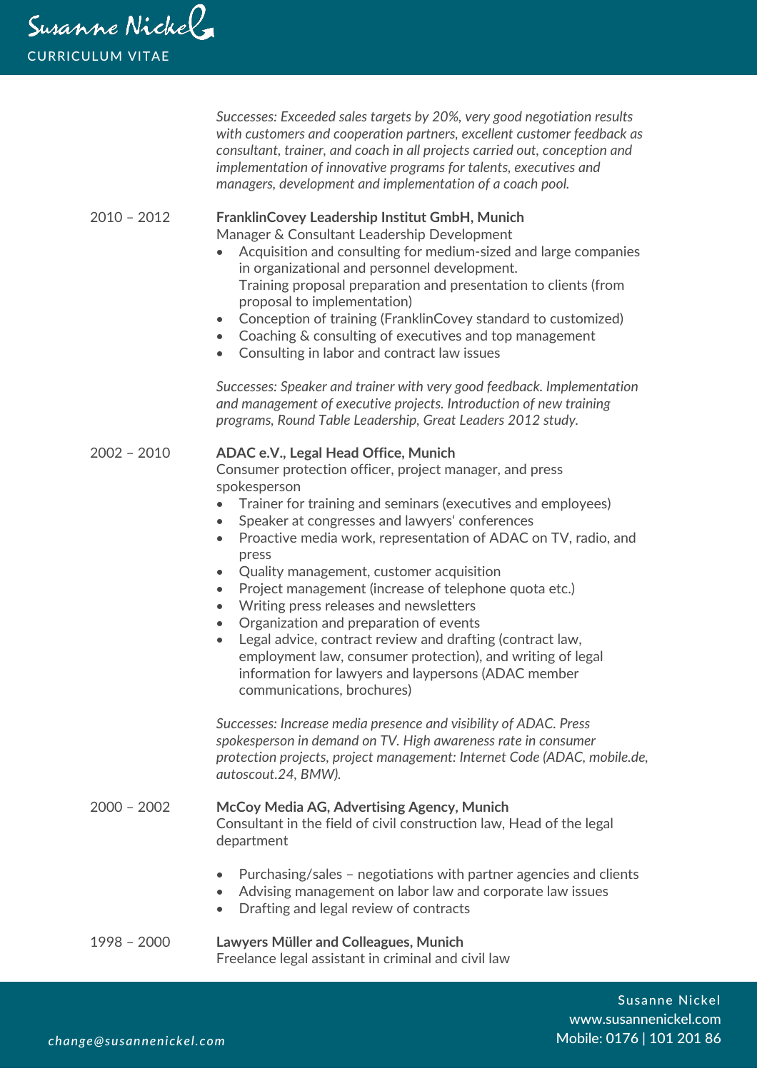*Successes: Exceeded sales targets by 20%, very good negotiation results with customers and cooperation partners, excellent customer feedback as consultant, trainer, and coach in all projects carried out, conception and implementation of innovative programs for talents, executives and managers, development and implementation of a coach pool.*

2010 – 2012 **FranklinCovey Leadership Institut GmbH, Munich**
Manager & Consultant Leadership Development

- Acquisition and consulting for medium-sized and large companies in organizational and personnel development.
  Training proposal preparation and presentation to clients (from proposal to implementation)
- Conception of training (FranklinCovey standard to customized)
- Coaching & consulting of executives and top management
- Consulting in labor and contract law issues

*Successes: Speaker and trainer with very good feedback. Implementation and management of executive projects. Introduction of new training programs, Round Table Leadership, Great Leaders 2012 study.*

2002 – 2010 **ADAC e.V., Legal Head Office, Munich**
Consumer protection officer, project manager, and press spokesperson

- Trainer for training and seminars (executives and employees)
- Speaker at congresses and lawyers' conferences
- Proactive media work, representation of ADAC on TV, radio, and press
- Quality management, customer acquisition
- Project management (increase of telephone quota etc.)
- Writing press releases and newsletters
- Organization and preparation of events
- Legal advice, contract review and drafting (contract law, employment law, consumer protection), and writing of legal information for lawyers and laypersons (ADAC member communications, brochures)

*Successes: Increase media presence and visibility of ADAC. Press spokesperson in demand on TV. High awareness rate in consumer protection projects, project management: Internet Code (ADAC, mobile.de, autoscout.24, BMW).*

2000 – 2002 **McCoy Media AG, Advertising Agency, Munich**
Consultant in the field of civil construction law, Head of the legal department

- Purchasing/sales – negotiations with partner agencies and clients
- Advising management on labor law and corporate law issues
- Drafting and legal review of contracts

1998 – 2000 **Lawyers Müller and Colleagues, Munich**
Freelance legal assistant in criminal and civil law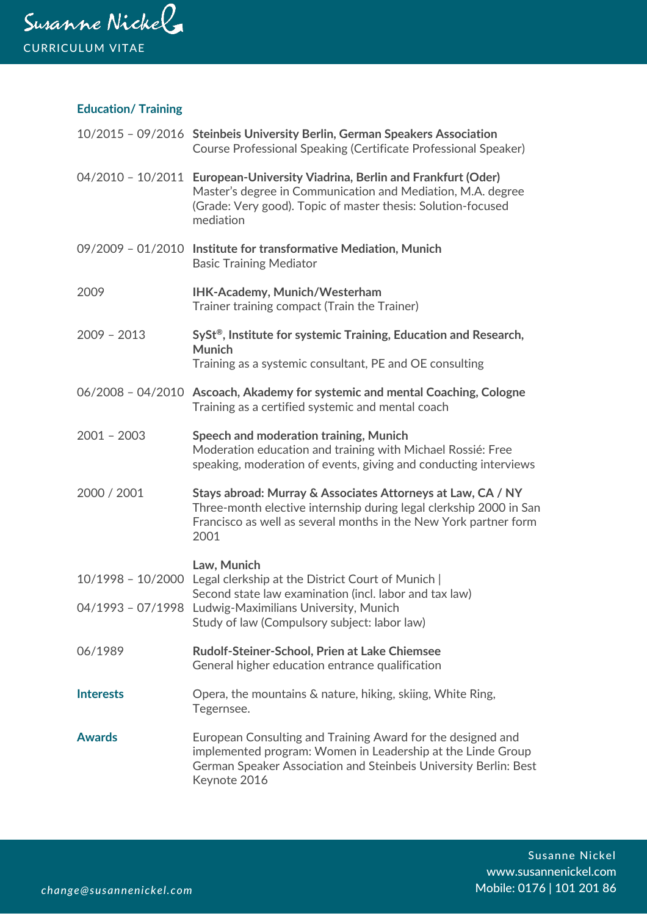# Susanne Nickel

CURRICULUM VITAE

## Education/ Training

10/2015 – 09/2016 **Steinbeis University Berlin, German Speakers Association**
Course Professional Speaking (Certificate Professional Speaker)

04/2010 – 10/2011 **European-University Viadrina, Berlin and Frankfurt (Oder)**
Master's degree in Communication and Mediation, M.A. degree (Grade: Very good). Topic of master thesis: Solution-focused mediation

09/2009 – 01/2010 **Institute for transformative Mediation, Munich**
Basic Training Mediator

2009 **IHK-Academy, Munich/Westerham**
Trainer training compact (Train the Trainer)

2009 – 2013 **SySt®, Institute for systemic Training, Education and Research, Munich**
Training as a systemic consultant, PE and OE consulting

06/2008 – 04/2010 **Ascoach, Akademy for systemic and mental Coaching, Cologne**
Training as a certified systemic and mental coach

2001 – 2003 **Speech and moderation training, Munich**
Moderation education and training with Michael Rossié: Free speaking, moderation of events, giving and conducting interviews

2000 / 2001 **Stays abroad: Murray & Associates Attorneys at Law, CA / NY**
Three-month elective internship during legal clerkship 2000 in San Francisco as well as several months in the New York partner form 2001

**Law, Munich**

10/1998 – 10/2000 Legal clerkship at the District Court of Munich | Second state law examination (incl. labor and tax law)

04/1993 – 07/1998 Ludwig-Maximilians University, Munich
Study of law (Compulsory subject: labor law)

06/1989 **Rudolf-Steiner-School, Prien at Lake Chiemsee**
General higher education entrance qualification

## Interests

Opera, the mountains & nature, hiking, skiing, White Ring, Tegernsee.

## Awards

European Consulting and Training Award for the designed and implemented program: Women in Leadership at the Linde Group
German Speaker Association and Steinbeis University Berlin: Best Keynote 2016

*change@susannenickel.com*

Susanne Nickel
www.susannenickel.com
Mobile: 0176 | 101 201 86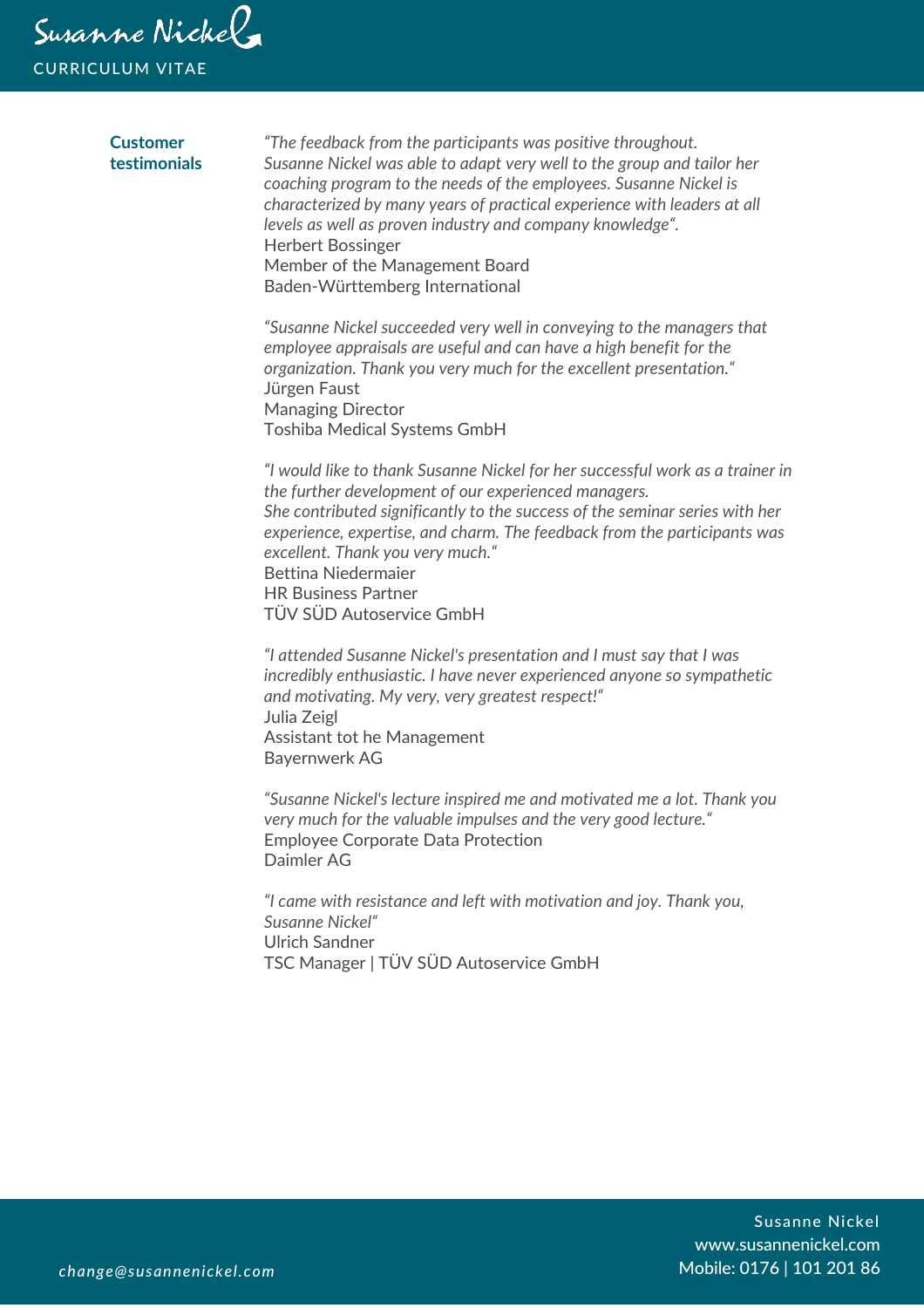## Customer testimonials

*"The feedback from the participants was positive throughout. Susanne Nickel was able to adapt very well to the group and tailor her coaching program to the needs of the employees. Susanne Nickel is characterized by many years of practical experience with leaders at all levels as well as proven industry and company knowledge".*
Herbert Bossinger
Member of the Management Board
Baden-Württemberg International

*"Susanne Nickel succeeded very well in conveying to the managers that employee appraisals are useful and can have a high benefit for the organization. Thank you very much for the excellent presentation."*
Jürgen Faust
Managing Director
Toshiba Medical Systems GmbH

*"I would like to thank Susanne Nickel for her successful work as a trainer in the further development of our experienced managers. She contributed significantly to the success of the seminar series with her experience, expertise, and charm. The feedback from the participants was excellent. Thank you very much."*
Bettina Niedermaier
HR Business Partner
TÜV SÜD Autoservice GmbH

*"I attended Susanne Nickel's presentation and I must say that I was incredibly enthusiastic. I have never experienced anyone so sympathetic and motivating. My very, very greatest respect!"*
Julia Zeigl
Assistant tot he Management
Bayernwerk AG

*"Susanne Nickel's lecture inspired me and motivated me a lot. Thank you very much for the valuable impulses and the very good lecture."*
Employee Corporate Data Protection
Daimler AG

*"I came with resistance and left with motivation and joy. Thank you, Susanne Nickel"*
Ulrich Sandner
TSC Manager | TÜV SÜD Autoservice GmbH